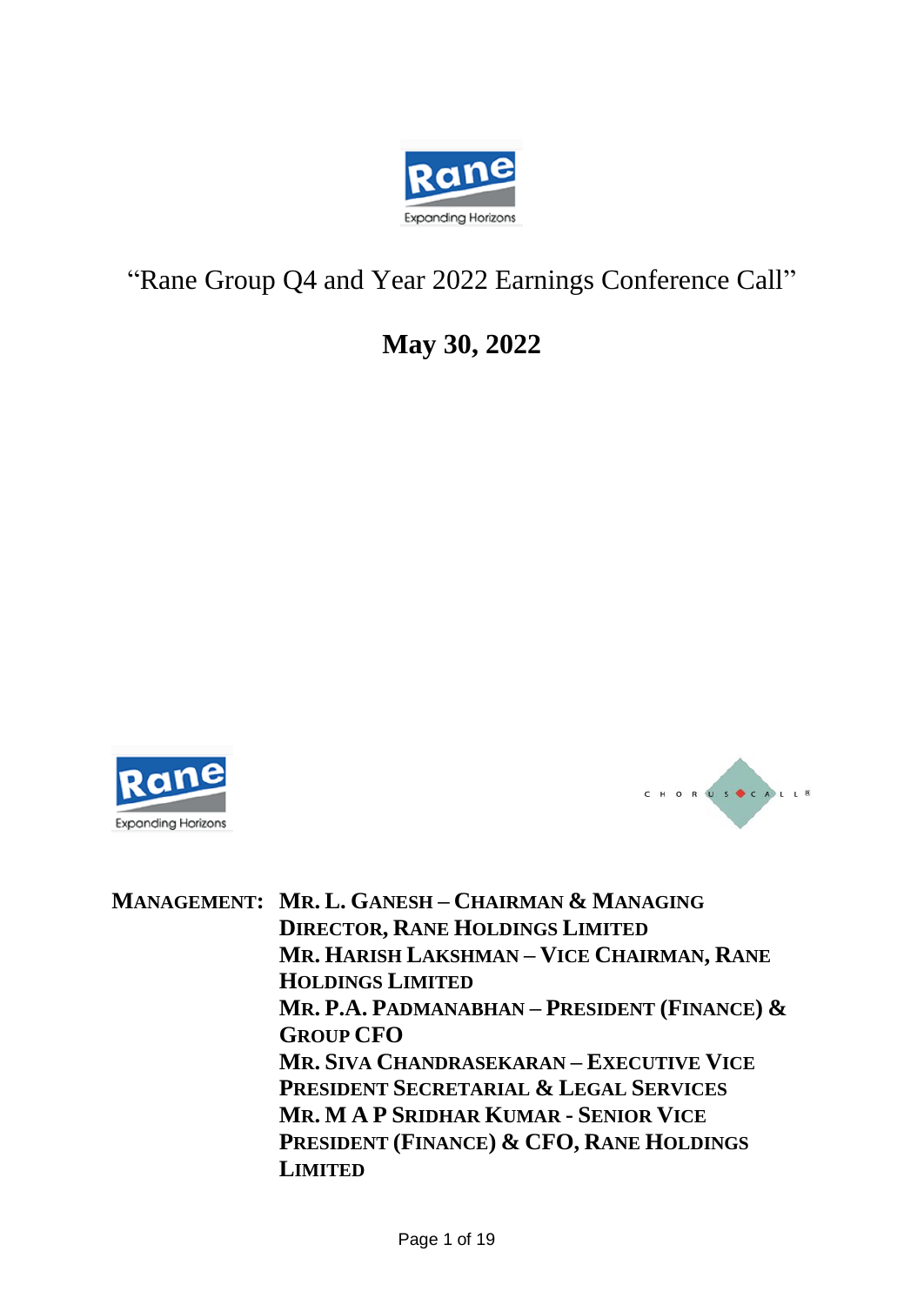# "Rane Group Q4 and Year 2022 Earnings Conference Call"

## May 30, 2022

**MANAGEMENT:** **MR. L. GANESH – CHAIRMAN & MANAGING DIRECTOR, RANE HOLDINGS LIMITED**
**MR. HARISH LAKSHMAN – VICE CHAIRMAN, RANE HOLDINGS LIMITED**
**MR. P.A. PADMANABHAN – PRESIDENT (FINANCE) & GROUP CFO**
**MR. SIVA CHANDRASEKARAN – EXECUTIVE VICE PRESIDENT SECRETARIAL & LEGAL SERVICES**
**MR. M A P SRIDHAR KUMAR - SENIOR VICE PRESIDENT (FINANCE) & CFO, RANE HOLDINGS LIMITED**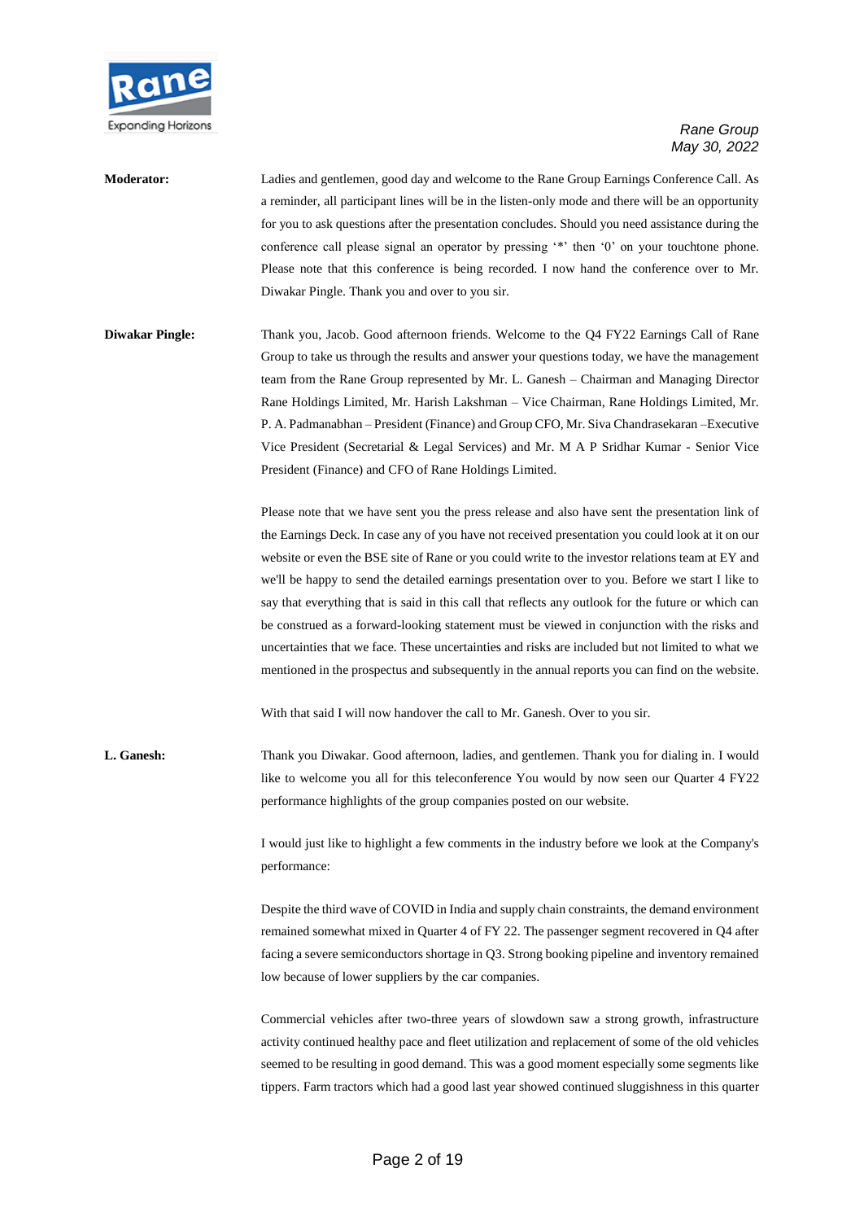**Moderator:** Ladies and gentlemen, good day and welcome to the Rane Group Earnings Conference Call. As a reminder, all participant lines will be in the listen-only mode and there will be an opportunity for you to ask questions after the presentation concludes. Should you need assistance during the conference call please signal an operator by pressing '*' then '0' on your touchtone phone. Please note that this conference is being recorded. I now hand the conference over to Mr. Diwakar Pingle. Thank you and over to you sir.

**Diwakar Pingle:** Thank you, Jacob. Good afternoon friends. Welcome to the Q4 FY22 Earnings Call of Rane Group to take us through the results and answer your questions today, we have the management team from the Rane Group represented by Mr. L. Ganesh – Chairman and Managing Director Rane Holdings Limited, Mr. Harish Lakshman – Vice Chairman, Rane Holdings Limited, Mr. P. A. Padmanabhan – President (Finance) and Group CFO, Mr. Siva Chandrasekaran –Executive Vice President (Secretarial & Legal Services) and Mr. M A P Sridhar Kumar - Senior Vice President (Finance) and CFO of Rane Holdings Limited.

Please note that we have sent you the press release and also have sent the presentation link of the Earnings Deck. In case any of you have not received presentation you could look at it on our website or even the BSE site of Rane or you could write to the investor relations team at EY and we'll be happy to send the detailed earnings presentation over to you. Before we start I like to say that everything that is said in this call that reflects any outlook for the future or which can be construed as a forward-looking statement must be viewed in conjunction with the risks and uncertainties that we face. These uncertainties and risks are included but not limited to what we mentioned in the prospectus and subsequently in the annual reports you can find on the website.

With that said I will now handover the call to Mr. Ganesh. Over to you sir.

**L. Ganesh:** Thank you Diwakar. Good afternoon, ladies, and gentlemen. Thank you for dialing in. I would like to welcome you all for this teleconference You would by now seen our Quarter 4 FY22 performance highlights of the group companies posted on our website.

I would just like to highlight a few comments in the industry before we look at the Company's performance:

Despite the third wave of COVID in India and supply chain constraints, the demand environment remained somewhat mixed in Quarter 4 of FY 22. The passenger segment recovered in Q4 after facing a severe semiconductors shortage in Q3. Strong booking pipeline and inventory remained low because of lower suppliers by the car companies.

Commercial vehicles after two-three years of slowdown saw a strong growth, infrastructure activity continued healthy pace and fleet utilization and replacement of some of the old vehicles seemed to be resulting in good demand. This was a good moment especially some segments like tippers. Farm tractors which had a good last year showed continued sluggishness in this quarter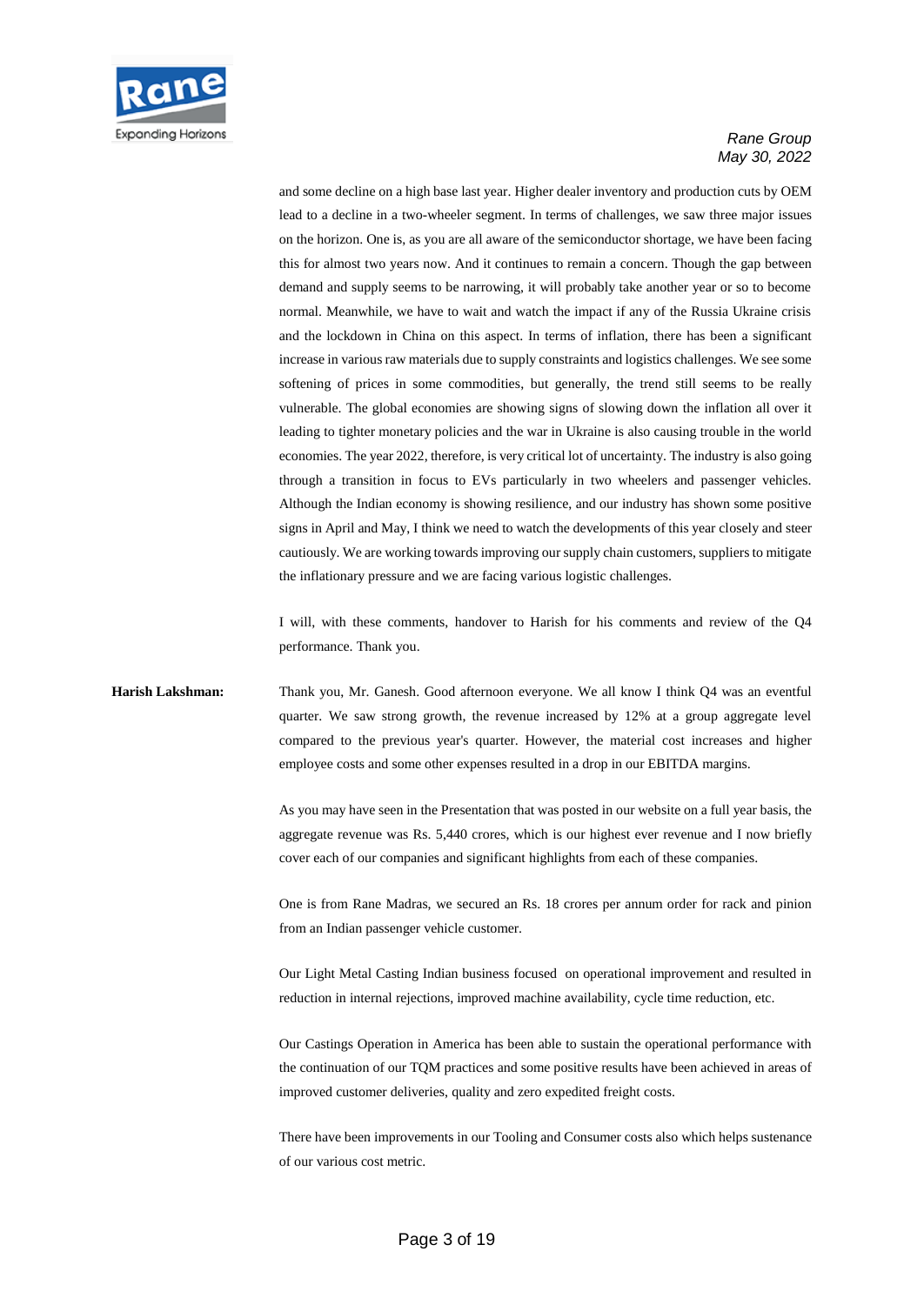and some decline on a high base last year. Higher dealer inventory and production cuts by OEM lead to a decline in a two-wheeler segment. In terms of challenges, we saw three major issues on the horizon. One is, as you are all aware of the semiconductor shortage, we have been facing this for almost two years now. And it continues to remain a concern. Though the gap between demand and supply seems to be narrowing, it will probably take another year or so to become normal. Meanwhile, we have to wait and watch the impact if any of the Russia Ukraine crisis and the lockdown in China on this aspect. In terms of inflation, there has been a significant increase in various raw materials due to supply constraints and logistics challenges. We see some softening of prices in some commodities, but generally, the trend still seems to be really vulnerable. The global economies are showing signs of slowing down the inflation all over it leading to tighter monetary policies and the war in Ukraine is also causing trouble in the world economies. The year 2022, therefore, is very critical lot of uncertainty. The industry is also going through a transition in focus to EVs particularly in two wheelers and passenger vehicles. Although the Indian economy is showing resilience, and our industry has shown some positive signs in April and May, I think we need to watch the developments of this year closely and steer cautiously. We are working towards improving our supply chain customers, suppliers to mitigate the inflationary pressure and we are facing various logistic challenges.

I will, with these comments, handover to Harish for his comments and review of the Q4 performance. Thank you.

**Harish Lakshman:** Thank you, Mr. Ganesh. Good afternoon everyone. We all know I think Q4 was an eventful quarter. We saw strong growth, the revenue increased by 12% at a group aggregate level compared to the previous year's quarter. However, the material cost increases and higher employee costs and some other expenses resulted in a drop in our EBITDA margins.

As you may have seen in the Presentation that was posted in our website on a full year basis, the aggregate revenue was Rs. 5,440 crores, which is our highest ever revenue and I now briefly cover each of our companies and significant highlights from each of these companies.

One is from Rane Madras, we secured an Rs. 18 crores per annum order for rack and pinion from an Indian passenger vehicle customer.

Our Light Metal Casting Indian business focused on operational improvement and resulted in reduction in internal rejections, improved machine availability, cycle time reduction, etc.

Our Castings Operation in America has been able to sustain the operational performance with the continuation of our TQM practices and some positive results have been achieved in areas of improved customer deliveries, quality and zero expedited freight costs.

There have been improvements in our Tooling and Consumer costs also which helps sustenance of our various cost metric.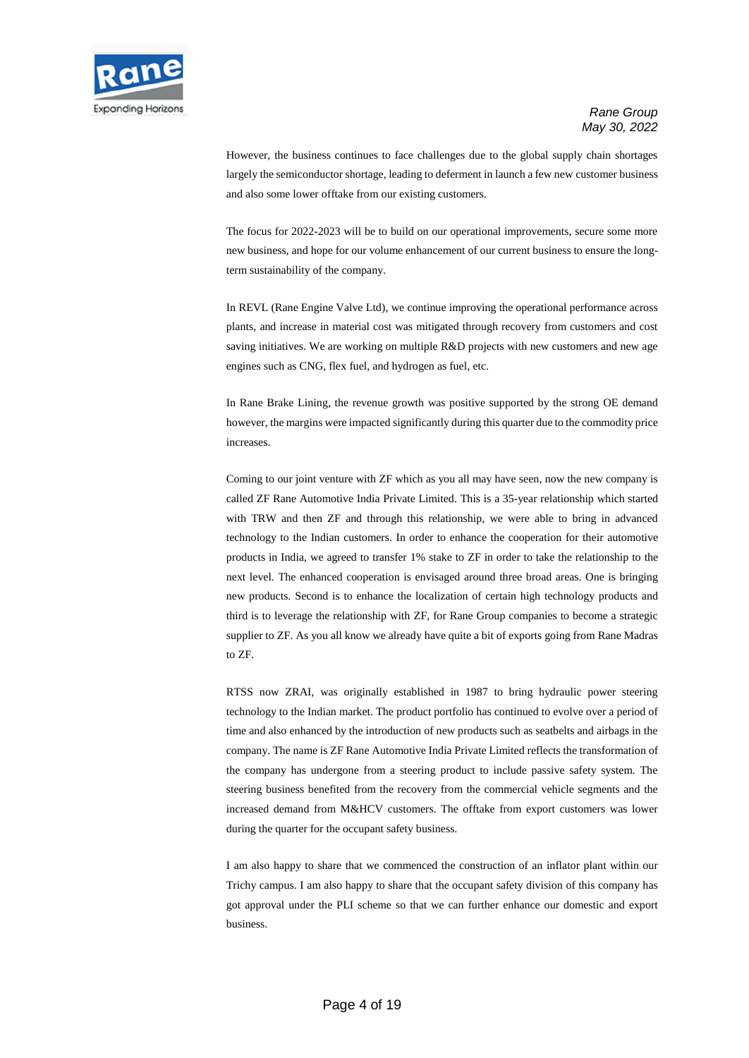However, the business continues to face challenges due to the global supply chain shortages largely the semiconductor shortage, leading to deferment in launch a few new customer business and also some lower offtake from our existing customers.

The focus for 2022-2023 will be to build on our operational improvements, secure some more new business, and hope for our volume enhancement of our current business to ensure the long-term sustainability of the company.

In REVL (Rane Engine Valve Ltd), we continue improving the operational performance across plants, and increase in material cost was mitigated through recovery from customers and cost saving initiatives. We are working on multiple R&D projects with new customers and new age engines such as CNG, flex fuel, and hydrogen as fuel, etc.

In Rane Brake Lining, the revenue growth was positive supported by the strong OE demand however, the margins were impacted significantly during this quarter due to the commodity price increases.

Coming to our joint venture with ZF which as you all may have seen, now the new company is called ZF Rane Automotive India Private Limited. This is a 35-year relationship which started with TRW and then ZF and through this relationship, we were able to bring in advanced technology to the Indian customers. In order to enhance the cooperation for their automotive products in India, we agreed to transfer 1% stake to ZF in order to take the relationship to the next level. The enhanced cooperation is envisaged around three broad areas. One is bringing new products. Second is to enhance the localization of certain high technology products and third is to leverage the relationship with ZF, for Rane Group companies to become a strategic supplier to ZF. As you all know we already have quite a bit of exports going from Rane Madras to ZF.

RTSS now ZRAI, was originally established in 1987 to bring hydraulic power steering technology to the Indian market. The product portfolio has continued to evolve over a period of time and also enhanced by the introduction of new products such as seatbelts and airbags in the company. The name is ZF Rane Automotive India Private Limited reflects the transformation of the company has undergone from a steering product to include passive safety system. The steering business benefited from the recovery from the commercial vehicle segments and the increased demand from M&HCV customers. The offtake from export customers was lower during the quarter for the occupant safety business.

I am also happy to share that we commenced the construction of an inflator plant within our Trichy campus. I am also happy to share that the occupant safety division of this company has got approval under the PLI scheme so that we can further enhance our domestic and export business.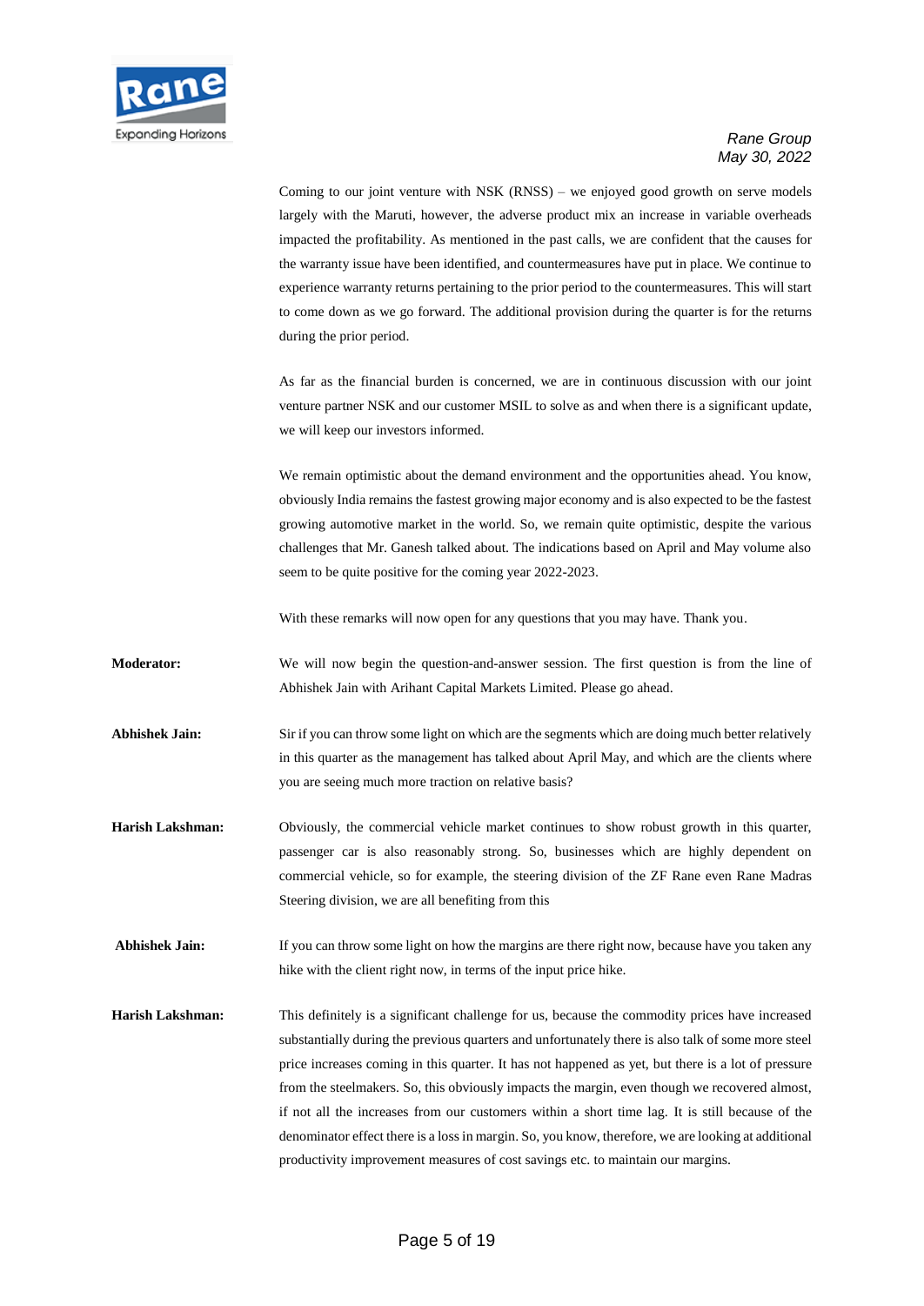Coming to our joint venture with NSK (RNSS) – we enjoyed good growth on serve models largely with the Maruti, however, the adverse product mix an increase in variable overheads impacted the profitability. As mentioned in the past calls, we are confident that the causes for the warranty issue have been identified, and countermeasures have put in place. We continue to experience warranty returns pertaining to the prior period to the countermeasures. This will start to come down as we go forward. The additional provision during the quarter is for the returns during the prior period.

As far as the financial burden is concerned, we are in continuous discussion with our joint venture partner NSK and our customer MSIL to solve as and when there is a significant update, we will keep our investors informed.

We remain optimistic about the demand environment and the opportunities ahead. You know, obviously India remains the fastest growing major economy and is also expected to be the fastest growing automotive market in the world. So, we remain quite optimistic, despite the various challenges that Mr. Ganesh talked about. The indications based on April and May volume also seem to be quite positive for the coming year 2022-2023.

With these remarks will now open for any questions that you may have. Thank you.

**Moderator:** We will now begin the question-and-answer session. The first question is from the line of Abhishek Jain with Arihant Capital Markets Limited. Please go ahead.

**Abhishek Jain:** Sir if you can throw some light on which are the segments which are doing much better relatively in this quarter as the management has talked about April May, and which are the clients where you are seeing much more traction on relative basis?

**Harish Lakshman:** Obviously, the commercial vehicle market continues to show robust growth in this quarter, passenger car is also reasonably strong. So, businesses which are highly dependent on commercial vehicle, so for example, the steering division of the ZF Rane even Rane Madras Steering division, we are all benefiting from this

**Abhishek Jain:** If you can throw some light on how the margins are there right now, because have you taken any hike with the client right now, in terms of the input price hike.

**Harish Lakshman:** This definitely is a significant challenge for us, because the commodity prices have increased substantially during the previous quarters and unfortunately there is also talk of some more steel price increases coming in this quarter. It has not happened as yet, but there is a lot of pressure from the steelmakers. So, this obviously impacts the margin, even though we recovered almost, if not all the increases from our customers within a short time lag. It is still because of the denominator effect there is a loss in margin. So, you know, therefore, we are looking at additional productivity improvement measures of cost savings etc. to maintain our margins.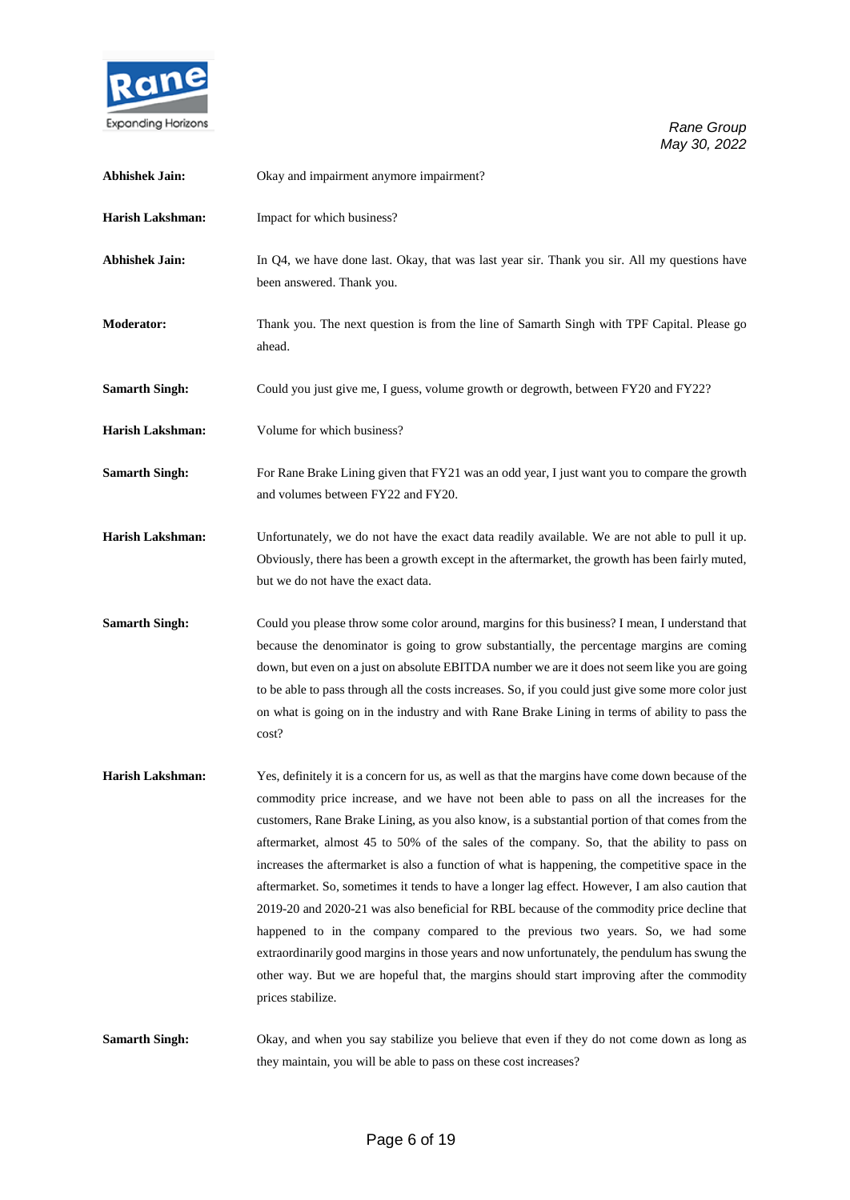**Abhishek Jain:** Okay and impairment anymore impairment?

**Harish Lakshman:** Impact for which business?

**Abhishek Jain:** In Q4, we have done last. Okay, that was last year sir. Thank you sir. All my questions have been answered. Thank you.

**Moderator:** Thank you. The next question is from the line of Samarth Singh with TPF Capital. Please go ahead.

**Samarth Singh:** Could you just give me, I guess, volume growth or degrowth, between FY20 and FY22?

**Harish Lakshman:** Volume for which business?

**Samarth Singh:** For Rane Brake Lining given that FY21 was an odd year, I just want you to compare the growth and volumes between FY22 and FY20.

**Harish Lakshman:** Unfortunately, we do not have the exact data readily available. We are not able to pull it up. Obviously, there has been a growth except in the aftermarket, the growth has been fairly muted, but we do not have the exact data.

**Samarth Singh:** Could you please throw some color around, margins for this business? I mean, I understand that because the denominator is going to grow substantially, the percentage margins are coming down, but even on a just on absolute EBITDA number we are it does not seem like you are going to be able to pass through all the costs increases. So, if you could just give some more color just on what is going on in the industry and with Rane Brake Lining in terms of ability to pass the cost?

**Harish Lakshman:** Yes, definitely it is a concern for us, as well as that the margins have come down because of the commodity price increase, and we have not been able to pass on all the increases for the customers, Rane Brake Lining, as you also know, is a substantial portion of that comes from the aftermarket, almost 45 to 50% of the sales of the company. So, that the ability to pass on increases the aftermarket is also a function of what is happening, the competitive space in the aftermarket. So, sometimes it tends to have a longer lag effect. However, I am also caution that 2019-20 and 2020-21 was also beneficial for RBL because of the commodity price decline that happened to in the company compared to the previous two years. So, we had some extraordinarily good margins in those years and now unfortunately, the pendulum has swung the other way. But we are hopeful that, the margins should start improving after the commodity prices stabilize.

**Samarth Singh:** Okay, and when you say stabilize you believe that even if they do not come down as long as they maintain, you will be able to pass on these cost increases?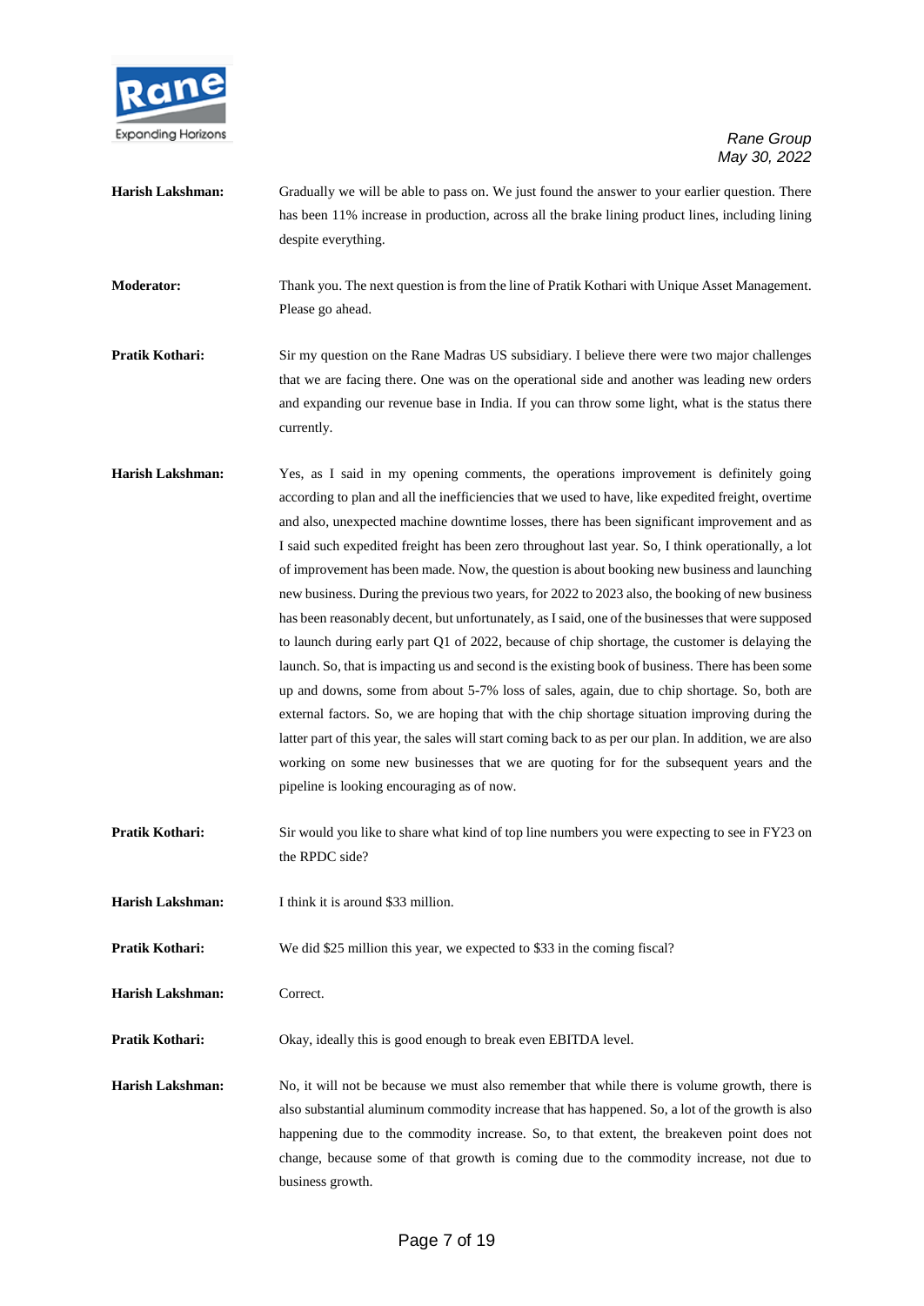**Harish Lakshman:** Gradually we will be able to pass on. We just found the answer to your earlier question. There has been 11% increase in production, across all the brake lining product lines, including lining despite everything.

**Moderator:** Thank you. The next question is from the line of Pratik Kothari with Unique Asset Management. Please go ahead.

**Pratik Kothari:** Sir my question on the Rane Madras US subsidiary. I believe there were two major challenges that we are facing there. One was on the operational side and another was leading new orders and expanding our revenue base in India. If you can throw some light, what is the status there currently.

**Harish Lakshman:** Yes, as I said in my opening comments, the operations improvement is definitely going according to plan and all the inefficiencies that we used to have, like expedited freight, overtime and also, unexpected machine downtime losses, there has been significant improvement and as I said such expedited freight has been zero throughout last year. So, I think operationally, a lot of improvement has been made. Now, the question is about booking new business and launching new business. During the previous two years, for 2022 to 2023 also, the booking of new business has been reasonably decent, but unfortunately, as I said, one of the businesses that were supposed to launch during early part Q1 of 2022, because of chip shortage, the customer is delaying the launch. So, that is impacting us and second is the existing book of business. There has been some up and downs, some from about 5-7% loss of sales, again, due to chip shortage. So, both are external factors. So, we are hoping that with the chip shortage situation improving during the latter part of this year, the sales will start coming back to as per our plan. In addition, we are also working on some new businesses that we are quoting for for the subsequent years and the pipeline is looking encouraging as of now.

**Pratik Kothari:** Sir would you like to share what kind of top line numbers you were expecting to see in FY23 on the RPDC side?

**Harish Lakshman:** I think it is around $33 million.

**Pratik Kothari:** We did $25 million this year, we expected to $33 in the coming fiscal?

**Harish Lakshman:** Correct.

**Pratik Kothari:** Okay, ideally this is good enough to break even EBITDA level.

**Harish Lakshman:** No, it will not be because we must also remember that while there is volume growth, there is also substantial aluminum commodity increase that has happened. So, a lot of the growth is also happening due to the commodity increase. So, to that extent, the breakeven point does not change, because some of that growth is coming due to the commodity increase, not due to business growth.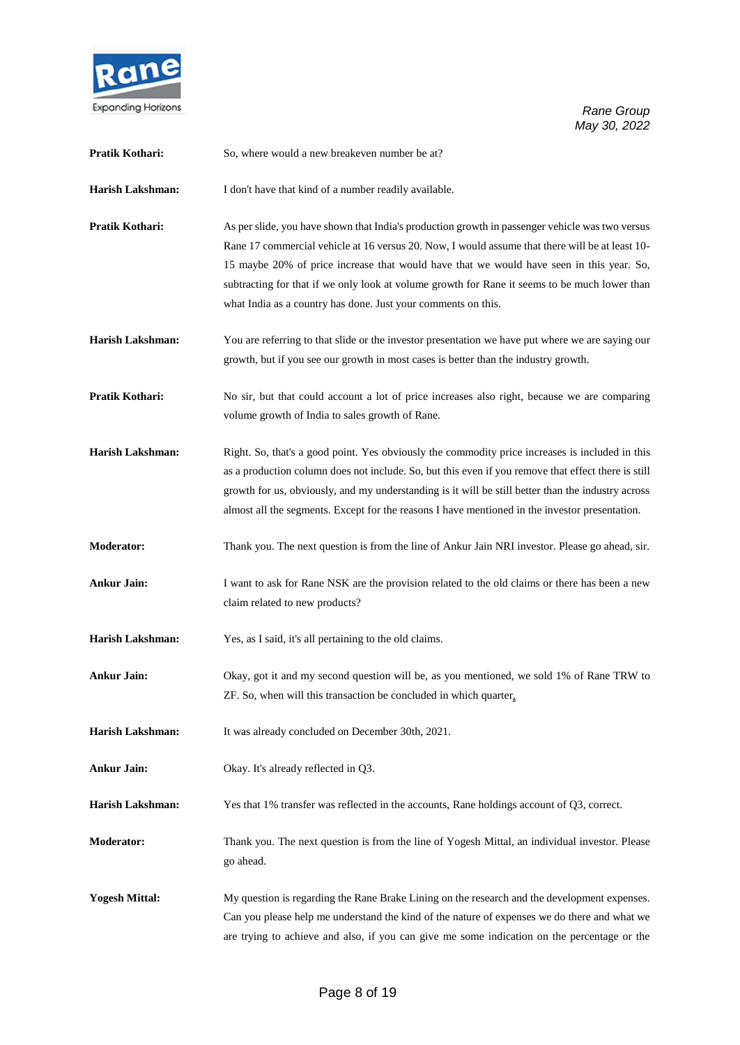**Pratik Kothari:** So, where would a new breakeven number be at?

**Harish Lakshman:** I don't have that kind of a number readily available.

**Pratik Kothari:** As per slide, you have shown that India's production growth in passenger vehicle was two versus Rane 17 commercial vehicle at 16 versus 20. Now, I would assume that there will be at least 10-15 maybe 20% of price increase that would have that we would have seen in this year. So, subtracting for that if we only look at volume growth for Rane it seems to be much lower than what India as a country has done. Just your comments on this.

**Harish Lakshman:** You are referring to that slide or the investor presentation we have put where we are saying our growth, but if you see our growth in most cases is better than the industry growth.

**Pratik Kothari:** No sir, but that could account a lot of price increases also right, because we are comparing volume growth of India to sales growth of Rane.

**Harish Lakshman:** Right. So, that's a good point. Yes obviously the commodity price increases is included in this as a production column does not include. So, but this even if you remove that effect there is still growth for us, obviously, and my understanding is it will be still better than the industry across almost all the segments. Except for the reasons I have mentioned in the investor presentation.

**Moderator:** Thank you. The next question is from the line of Ankur Jain NRI investor. Please go ahead, sir.

**Ankur Jain:** I want to ask for Rane NSK are the provision related to the old claims or there has been a new claim related to new products?

**Harish Lakshman:** Yes, as I said, it's all pertaining to the old claims.

**Ankur Jain:** Okay, got it and my second question will be, as you mentioned, we sold 1% of Rane TRW to ZF. So, when will this transaction be concluded in which quarter.

**Harish Lakshman:** It was already concluded on December 30th, 2021.

**Ankur Jain:** Okay. It's already reflected in Q3.

**Harish Lakshman:** Yes that 1% transfer was reflected in the accounts, Rane holdings account of Q3, correct.

**Moderator:** Thank you. The next question is from the line of Yogesh Mittal, an individual investor. Please go ahead.

**Yogesh Mittal:** My question is regarding the Rane Brake Lining on the research and the development expenses. Can you please help me understand the kind of the nature of expenses we do there and what we are trying to achieve and also, if you can give me some indication on the percentage or the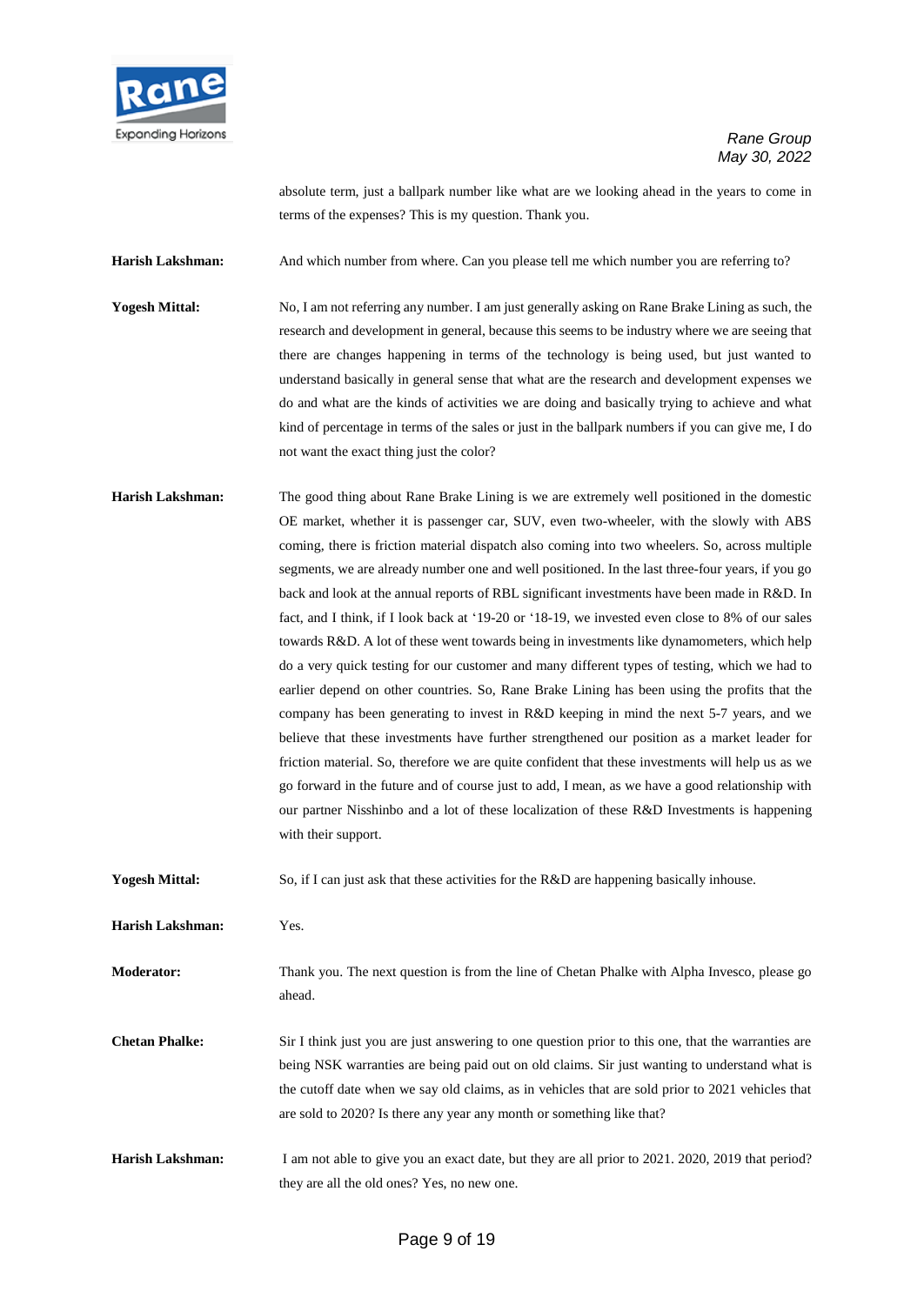absolute term, just a ballpark number like what are we looking ahead in the years to come in terms of the expenses? This is my question. Thank you.

**Harish Lakshman:** And which number from where. Can you please tell me which number you are referring to?

**Yogesh Mittal:** No, I am not referring any number. I am just generally asking on Rane Brake Lining as such, the research and development in general, because this seems to be industry where we are seeing that there are changes happening in terms of the technology is being used, but just wanted to understand basically in general sense that what are the research and development expenses we do and what are the kinds of activities we are doing and basically trying to achieve and what kind of percentage in terms of the sales or just in the ballpark numbers if you can give me, I do not want the exact thing just the color?

**Harish Lakshman:** The good thing about Rane Brake Lining is we are extremely well positioned in the domestic OE market, whether it is passenger car, SUV, even two-wheeler, with the slowly with ABS coming, there is friction material dispatch also coming into two wheelers. So, across multiple segments, we are already number one and well positioned. In the last three-four years, if you go back and look at the annual reports of RBL significant investments have been made in R&D. In fact, and I think, if I look back at '19-20 or '18-19, we invested even close to 8% of our sales towards R&D. A lot of these went towards being in investments like dynamometers, which help do a very quick testing for our customer and many different types of testing, which we had to earlier depend on other countries. So, Rane Brake Lining has been using the profits that the company has been generating to invest in R&D keeping in mind the next 5-7 years, and we believe that these investments have further strengthened our position as a market leader for friction material. So, therefore we are quite confident that these investments will help us as we go forward in the future and of course just to add, I mean, as we have a good relationship with our partner Nisshinbo and a lot of these localization of these R&D Investments is happening with their support.

**Yogesh Mittal:** So, if I can just ask that these activities for the R&D are happening basically inhouse.

**Harish Lakshman:** Yes.

**Moderator:** Thank you. The next question is from the line of Chetan Phalke with Alpha Invesco, please go ahead.

**Chetan Phalke:** Sir I think just you are just answering to one question prior to this one, that the warranties are being NSK warranties are being paid out on old claims. Sir just wanting to understand what is the cutoff date when we say old claims, as in vehicles that are sold prior to 2021 vehicles that are sold to 2020? Is there any year any month or something like that?

**Harish Lakshman:** I am not able to give you an exact date, but they are all prior to 2021. 2020, 2019 that period? they are all the old ones? Yes, no new one.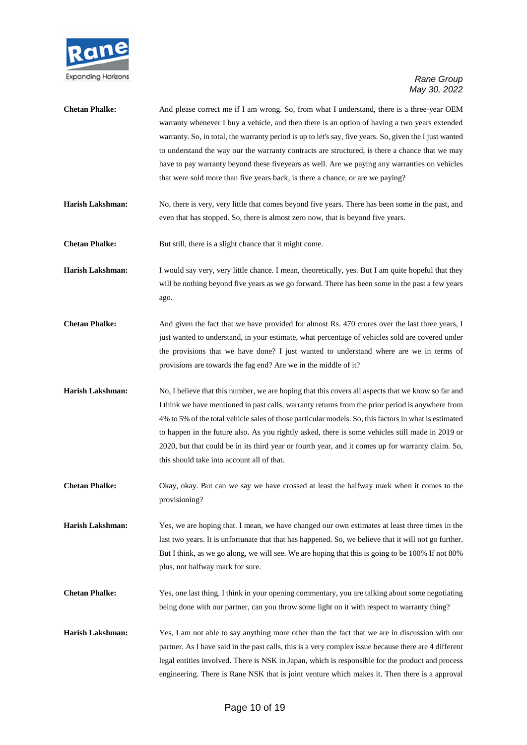**Chetan Phalke:** And please correct me if I am wrong. So, from what I understand, there is a three-year OEM warranty whenever I buy a vehicle, and then there is an option of having a two years extended warranty. So, in total, the warranty period is up to let's say, five years. So, given the I just wanted to understand the way our the warranty contracts are structured, is there a chance that we may have to pay warranty beyond these fiveyears as well. Are we paying any warranties on vehicles that were sold more than five years back, is there a chance, or are we paying?

**Harish Lakshman:** No, there is very, very little that comes beyond five years. There has been some in the past, and even that has stopped. So, there is almost zero now, that is beyond five years.

**Chetan Phalke:** But still, there is a slight chance that it might come.

**Harish Lakshman:** I would say very, very little chance. I mean, theoretically, yes. But I am quite hopeful that they will be nothing beyond five years as we go forward. There has been some in the past a few years ago.

**Chetan Phalke:** And given the fact that we have provided for almost Rs. 470 crores over the last three years, I just wanted to understand, in your estimate, what percentage of vehicles sold are covered under the provisions that we have done? I just wanted to understand where are we in terms of provisions are towards the fag end? Are we in the middle of it?

**Harish Lakshman:** No, I believe that this number, we are hoping that this covers all aspects that we know so far and I think we have mentioned in past calls, warranty returns from the prior period is anywhere from 4% to 5% of the total vehicle sales of those particular models. So, this factors in what is estimated to happen in the future also. As you rightly asked, there is some vehicles still made in 2019 or 2020, but that could be in its third year or fourth year, and it comes up for warranty claim. So, this should take into account all of that.

**Chetan Phalke:** Okay, okay. But can we say we have crossed at least the halfway mark when it comes to the provisioning?

**Harish Lakshman:** Yes, we are hoping that. I mean, we have changed our own estimates at least three times in the last two years. It is unfortunate that that has happened. So, we believe that it will not go further. But I think, as we go along, we will see. We are hoping that this is going to be 100% If not 80% plus, not halfway mark for sure.

**Chetan Phalke:** Yes, one last thing. I think in your opening commentary, you are talking about some negotiating being done with our partner, can you throw some light on it with respect to warranty thing?

**Harish Lakshman:** Yes, I am not able to say anything more other than the fact that we are in discussion with our partner. As I have said in the past calls, this is a very complex issue because there are 4 different legal entities involved. There is NSK in Japan, which is responsible for the product and process engineering. There is Rane NSK that is joint venture which makes it. Then there is a approval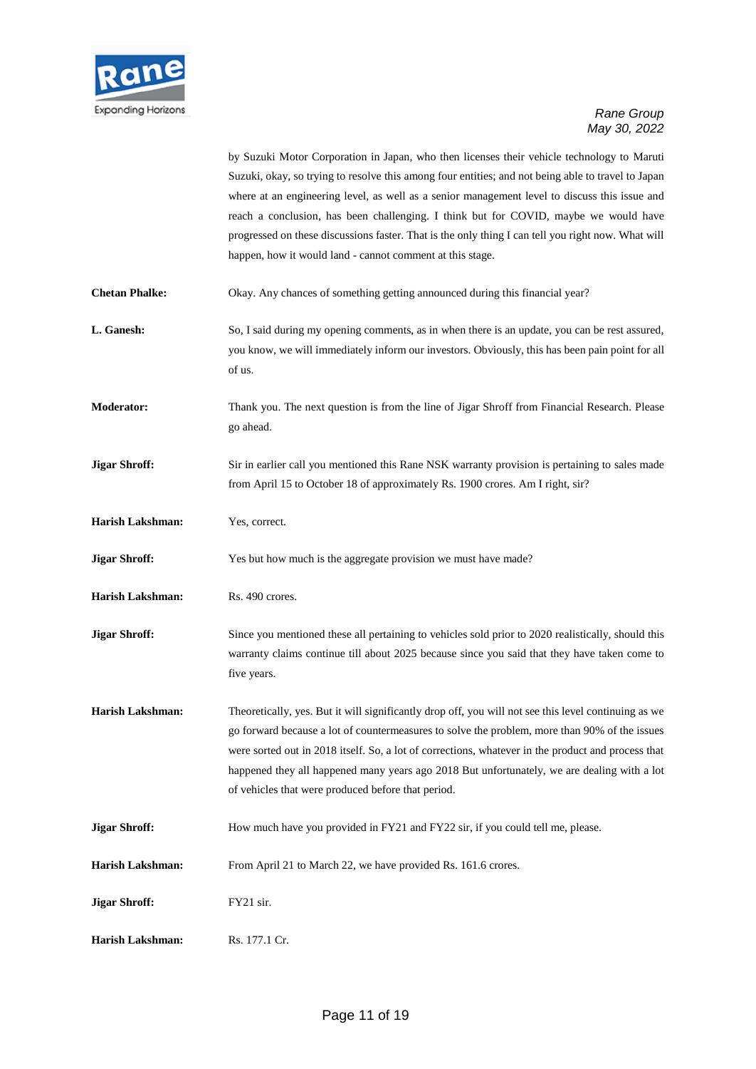by Suzuki Motor Corporation in Japan, who then licenses their vehicle technology to Maruti Suzuki, okay, so trying to resolve this among four entities; and not being able to travel to Japan where at an engineering level, as well as a senior management level to discuss this issue and reach a conclusion, has been challenging. I think but for COVID, maybe we would have progressed on these discussions faster. That is the only thing I can tell you right now. What will happen, how it would land - cannot comment at this stage.

**Chetan Phalke:** Okay. Any chances of something getting announced during this financial year?

**L. Ganesh:** So, I said during my opening comments, as in when there is an update, you can be rest assured, you know, we will immediately inform our investors. Obviously, this has been pain point for all of us.

**Moderator:** Thank you. The next question is from the line of Jigar Shroff from Financial Research. Please go ahead.

**Jigar Shroff:** Sir in earlier call you mentioned this Rane NSK warranty provision is pertaining to sales made from April 15 to October 18 of approximately Rs. 1900 crores. Am I right, sir?

**Harish Lakshman:** Yes, correct.

**Jigar Shroff:** Yes but how much is the aggregate provision we must have made?

**Harish Lakshman:** Rs. 490 crores.

**Jigar Shroff:** Since you mentioned these all pertaining to vehicles sold prior to 2020 realistically, should this warranty claims continue till about 2025 because since you said that they have taken come to five years.

**Harish Lakshman:** Theoretically, yes. But it will significantly drop off, you will not see this level continuing as we go forward because a lot of countermeasures to solve the problem, more than 90% of the issues were sorted out in 2018 itself. So, a lot of corrections, whatever in the product and process that happened they all happened many years ago 2018 But unfortunately, we are dealing with a lot of vehicles that were produced before that period.

**Jigar Shroff:** How much have you provided in FY21 and FY22 sir, if you could tell me, please.

**Harish Lakshman:** From April 21 to March 22, we have provided Rs. 161.6 crores.

**Jigar Shroff:** FY21 sir.

**Harish Lakshman:** Rs. 177.1 Cr.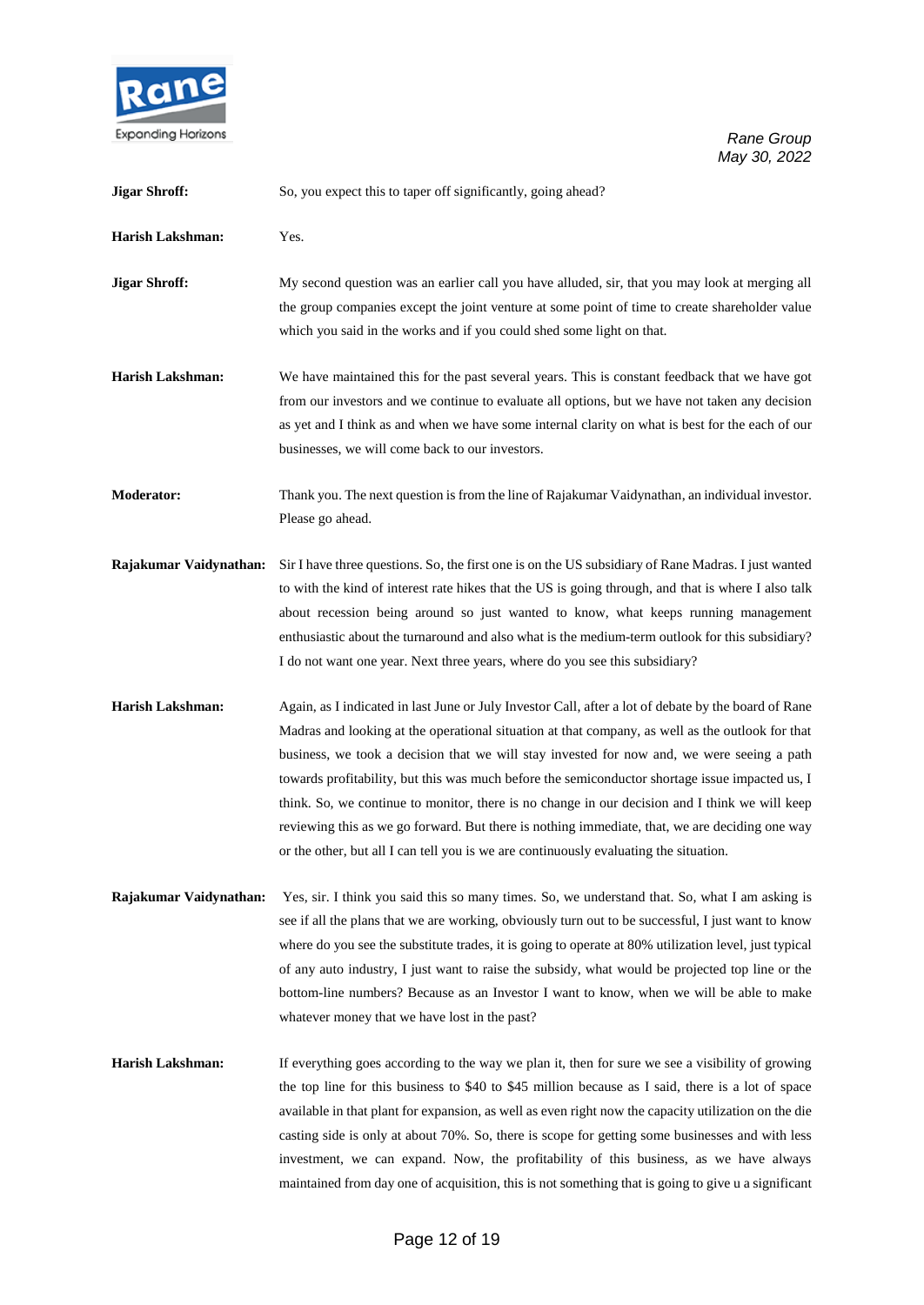**Jigar Shroff:** So, you expect this to taper off significantly, going ahead?

**Harish Lakshman:** Yes.

**Jigar Shroff:** My second question was an earlier call you have alluded, sir, that you may look at merging all the group companies except the joint venture at some point of time to create shareholder value which you said in the works and if you could shed some light on that.

**Harish Lakshman:** We have maintained this for the past several years. This is constant feedback that we have got from our investors and we continue to evaluate all options, but we have not taken any decision as yet and I think as and when we have some internal clarity on what is best for the each of our businesses, we will come back to our investors.

**Moderator:** Thank you. The next question is from the line of Rajakumar Vaidynathan, an individual investor. Please go ahead.

**Rajakumar Vaidynathan:** Sir I have three questions. So, the first one is on the US subsidiary of Rane Madras. I just wanted to with the kind of interest rate hikes that the US is going through, and that is where I also talk about recession being around so just wanted to know, what keeps running management enthusiastic about the turnaround and also what is the medium-term outlook for this subsidiary? I do not want one year. Next three years, where do you see this subsidiary?

**Harish Lakshman:** Again, as I indicated in last June or July Investor Call, after a lot of debate by the board of Rane Madras and looking at the operational situation at that company, as well as the outlook for that business, we took a decision that we will stay invested for now and, we were seeing a path towards profitability, but this was much before the semiconductor shortage issue impacted us, I think. So, we continue to monitor, there is no change in our decision and I think we will keep reviewing this as we go forward. But there is nothing immediate, that, we are deciding one way or the other, but all I can tell you is we are continuously evaluating the situation.

**Rajakumar Vaidynathan:** Yes, sir. I think you said this so many times. So, we understand that. So, what I am asking is see if all the plans that we are working, obviously turn out to be successful, I just want to know where do you see the substitute trades, it is going to operate at 80% utilization level, just typical of any auto industry, I just want to raise the subsidy, what would be projected top line or the bottom-line numbers? Because as an Investor I want to know, when we will be able to make whatever money that we have lost in the past?

**Harish Lakshman:** If everything goes according to the way we plan it, then for sure we see a visibility of growing the top line for this business to $40 to $45 million because as I said, there is a lot of space available in that plant for expansion, as well as even right now the capacity utilization on the die casting side is only at about 70%. So, there is scope for getting some businesses and with less investment, we can expand. Now, the profitability of this business, as we have always maintained from day one of acquisition, this is not something that is going to give u a significant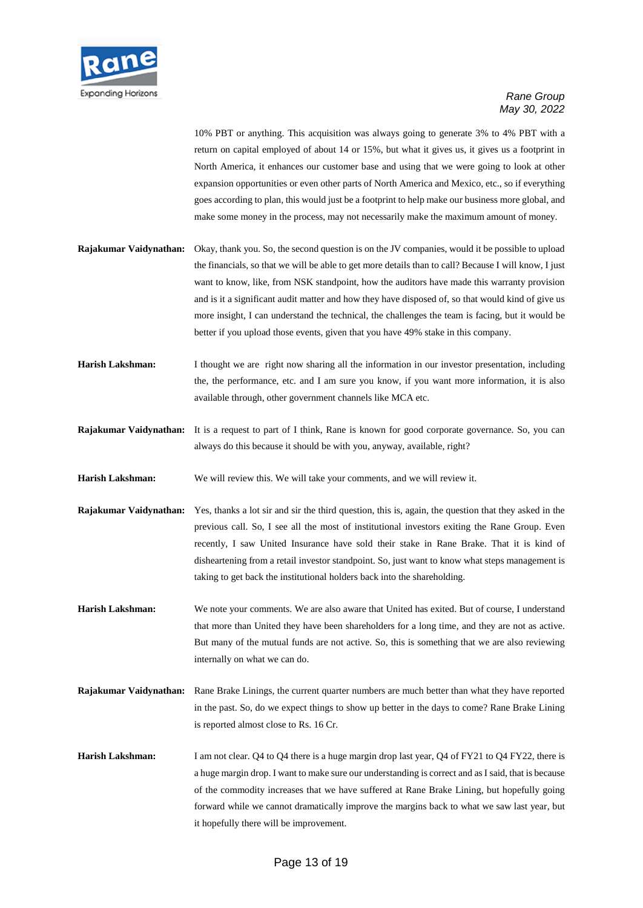10% PBT or anything. This acquisition was always going to generate 3% to 4% PBT with a return on capital employed of about 14 or 15%, but what it gives us, it gives us a footprint in North America, it enhances our customer base and using that we were going to look at other expansion opportunities or even other parts of North America and Mexico, etc., so if everything goes according to plan, this would just be a footprint to help make our business more global, and make some money in the process, may not necessarily make the maximum amount of money.

**Rajakumar Vaidynathan:** Okay, thank you. So, the second question is on the JV companies, would it be possible to upload the financials, so that we will be able to get more details than to call? Because I will know, I just want to know, like, from NSK standpoint, how the auditors have made this warranty provision and is it a significant audit matter and how they have disposed of, so that would kind of give us more insight, I can understand the technical, the challenges the team is facing, but it would be better if you upload those events, given that you have 49% stake in this company.

**Harish Lakshman:** I thought we are right now sharing all the information in our investor presentation, including the, the performance, etc. and I am sure you know, if you want more information, it is also available through, other government channels like MCA etc.

**Rajakumar Vaidynathan:** It is a request to part of I think, Rane is known for good corporate governance. So, you can always do this because it should be with you, anyway, available, right?

**Harish Lakshman:** We will review this. We will take your comments, and we will review it.

**Rajakumar Vaidynathan:** Yes, thanks a lot sir and sir the third question, this is, again, the question that they asked in the previous call. So, I see all the most of institutional investors exiting the Rane Group. Even recently, I saw United Insurance have sold their stake in Rane Brake. That it is kind of disheartening from a retail investor standpoint. So, just want to know what steps management is taking to get back the institutional holders back into the shareholding.

**Harish Lakshman:** We note your comments. We are also aware that United has exited. But of course, I understand that more than United they have been shareholders for a long time, and they are not as active. But many of the mutual funds are not active. So, this is something that we are also reviewing internally on what we can do.

**Rajakumar Vaidynathan:** Rane Brake Linings, the current quarter numbers are much better than what they have reported in the past. So, do we expect things to show up better in the days to come? Rane Brake Lining is reported almost close to Rs. 16 Cr.

**Harish Lakshman:** I am not clear. Q4 to Q4 there is a huge margin drop last year, Q4 of FY21 to Q4 FY22, there is a huge margin drop. I want to make sure our understanding is correct and as I said, that is because of the commodity increases that we have suffered at Rane Brake Lining, but hopefully going forward while we cannot dramatically improve the margins back to what we saw last year, but it hopefully there will be improvement.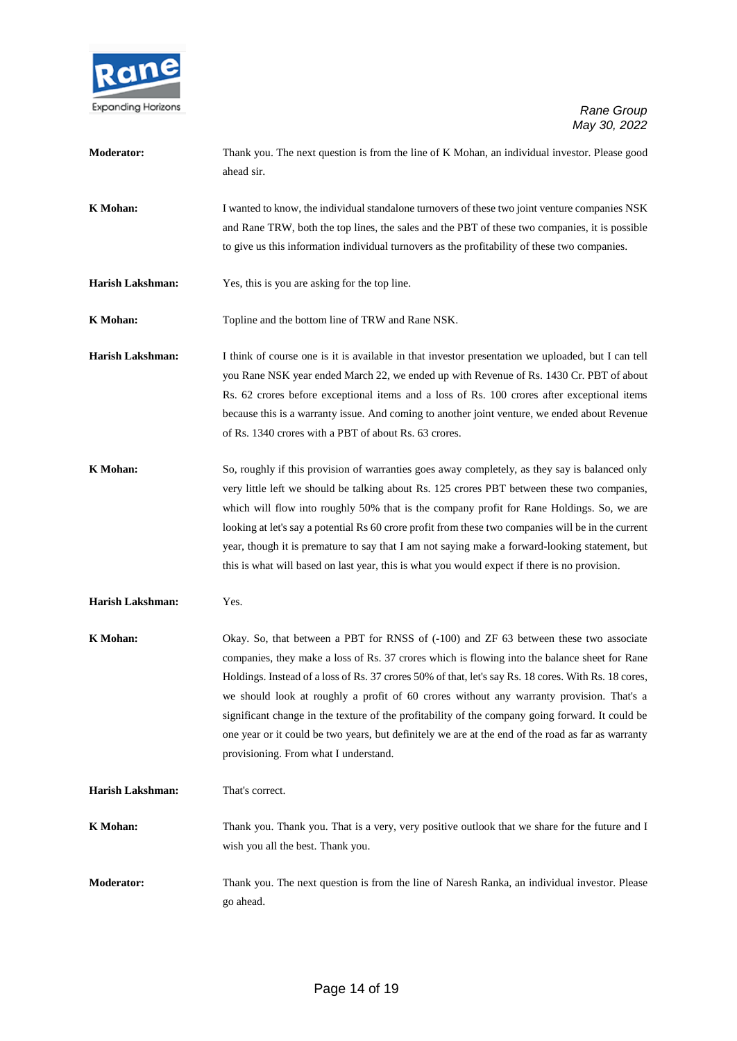**Moderator:** Thank you. The next question is from the line of K Mohan, an individual investor. Please good ahead sir.

**K Mohan:** I wanted to know, the individual standalone turnovers of these two joint venture companies NSK and Rane TRW, both the top lines, the sales and the PBT of these two companies, it is possible to give us this information individual turnovers as the profitability of these two companies.

**Harish Lakshman:** Yes, this is you are asking for the top line.

**K Mohan:** Topline and the bottom line of TRW and Rane NSK.

**Harish Lakshman:** I think of course one is it is available in that investor presentation we uploaded, but I can tell you Rane NSK year ended March 22, we ended up with Revenue of Rs. 1430 Cr. PBT of about Rs. 62 crores before exceptional items and a loss of Rs. 100 crores after exceptional items because this is a warranty issue. And coming to another joint venture, we ended about Revenue of Rs. 1340 crores with a PBT of about Rs. 63 crores.

**K Mohan:** So, roughly if this provision of warranties goes away completely, as they say is balanced only very little left we should be talking about Rs. 125 crores PBT between these two companies, which will flow into roughly 50% that is the company profit for Rane Holdings. So, we are looking at let's say a potential Rs 60 crore profit from these two companies will be in the current year, though it is premature to say that I am not saying make a forward-looking statement, but this is what will based on last year, this is what you would expect if there is no provision.

**Harish Lakshman:** Yes.

**K Mohan:** Okay. So, that between a PBT for RNSS of (-100) and ZF 63 between these two associate companies, they make a loss of Rs. 37 crores which is flowing into the balance sheet for Rane Holdings. Instead of a loss of Rs. 37 crores 50% of that, let's say Rs. 18 cores. With Rs. 18 cores, we should look at roughly a profit of 60 crores without any warranty provision. That's a significant change in the texture of the profitability of the company going forward. It could be one year or it could be two years, but definitely we are at the end of the road as far as warranty provisioning. From what I understand.

**Harish Lakshman:** That's correct.

**K Mohan:** Thank you. Thank you. That is a very, very positive outlook that we share for the future and I wish you all the best. Thank you.

**Moderator:** Thank you. The next question is from the line of Naresh Ranka, an individual investor. Please go ahead.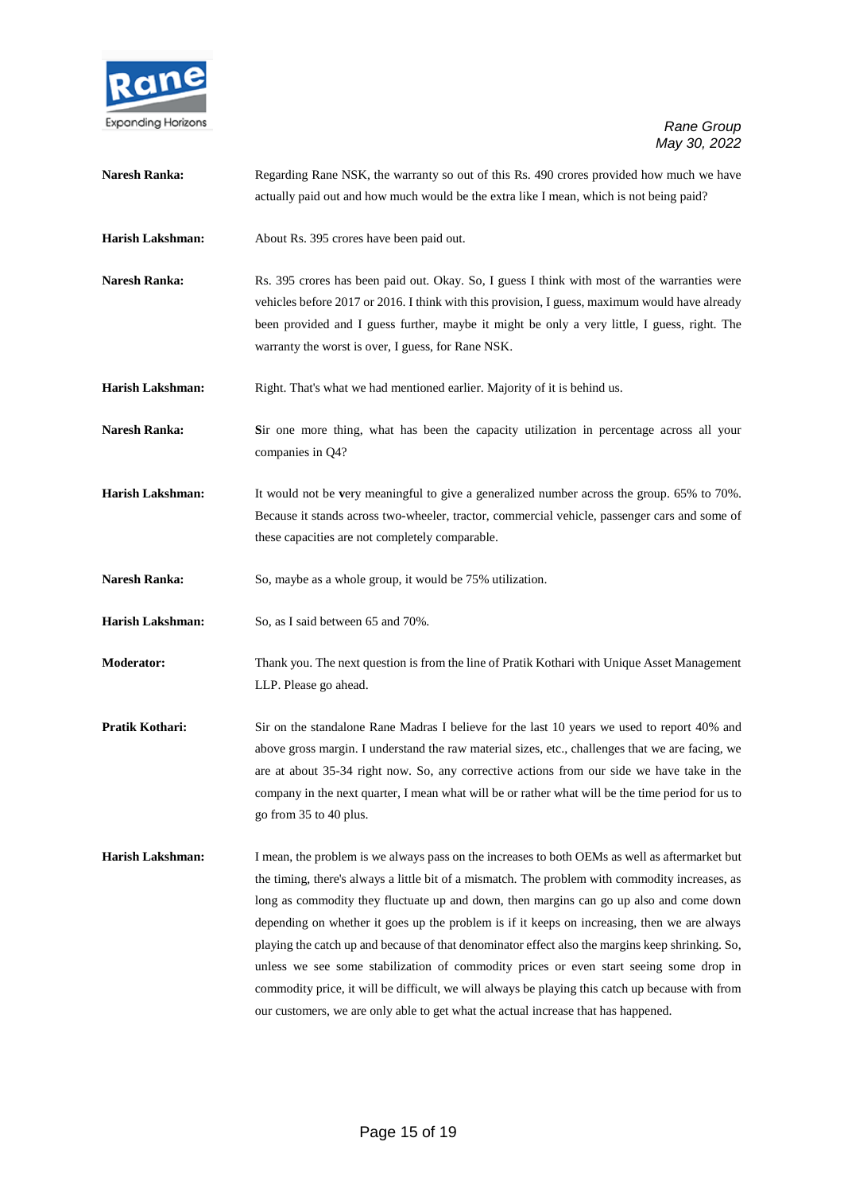**Naresh Ranka:** Regarding Rane NSK, the warranty so out of this Rs. 490 crores provided how much we have actually paid out and how much would be the extra like I mean, which is not being paid?

**Harish Lakshman:** About Rs. 395 crores have been paid out.

**Naresh Ranka:** Rs. 395 crores has been paid out. Okay. So, I guess I think with most of the warranties were vehicles before 2017 or 2016. I think with this provision, I guess, maximum would have already been provided and I guess further, maybe it might be only a very little, I guess, right. The warranty the worst is over, I guess, for Rane NSK.

**Harish Lakshman:** Right. That's what we had mentioned earlier. Majority of it is behind us.

**Naresh Ranka:** Sir one more thing, what has been the capacity utilization in percentage across all your companies in Q4?

**Harish Lakshman:** It would not be very meaningful to give a generalized number across the group. 65% to 70%. Because it stands across two-wheeler, tractor, commercial vehicle, passenger cars and some of these capacities are not completely comparable.

**Naresh Ranka:** So, maybe as a whole group, it would be 75% utilization.

**Harish Lakshman:** So, as I said between 65 and 70%.

**Moderator:** Thank you. The next question is from the line of Pratik Kothari with Unique Asset Management LLP. Please go ahead.

**Pratik Kothari:** Sir on the standalone Rane Madras I believe for the last 10 years we used to report 40% and above gross margin. I understand the raw material sizes, etc., challenges that we are facing, we are at about 35-34 right now. So, any corrective actions from our side we have take in the company in the next quarter, I mean what will be or rather what will be the time period for us to go from 35 to 40 plus.

**Harish Lakshman:** I mean, the problem is we always pass on the increases to both OEMs as well as aftermarket but the timing, there's always a little bit of a mismatch. The problem with commodity increases, as long as commodity they fluctuate up and down, then margins can go up also and come down depending on whether it goes up the problem is if it keeps on increasing, then we are always playing the catch up and because of that denominator effect also the margins keep shrinking. So, unless we see some stabilization of commodity prices or even start seeing some drop in commodity price, it will be difficult, we will always be playing this catch up because with from our customers, we are only able to get what the actual increase that has happened.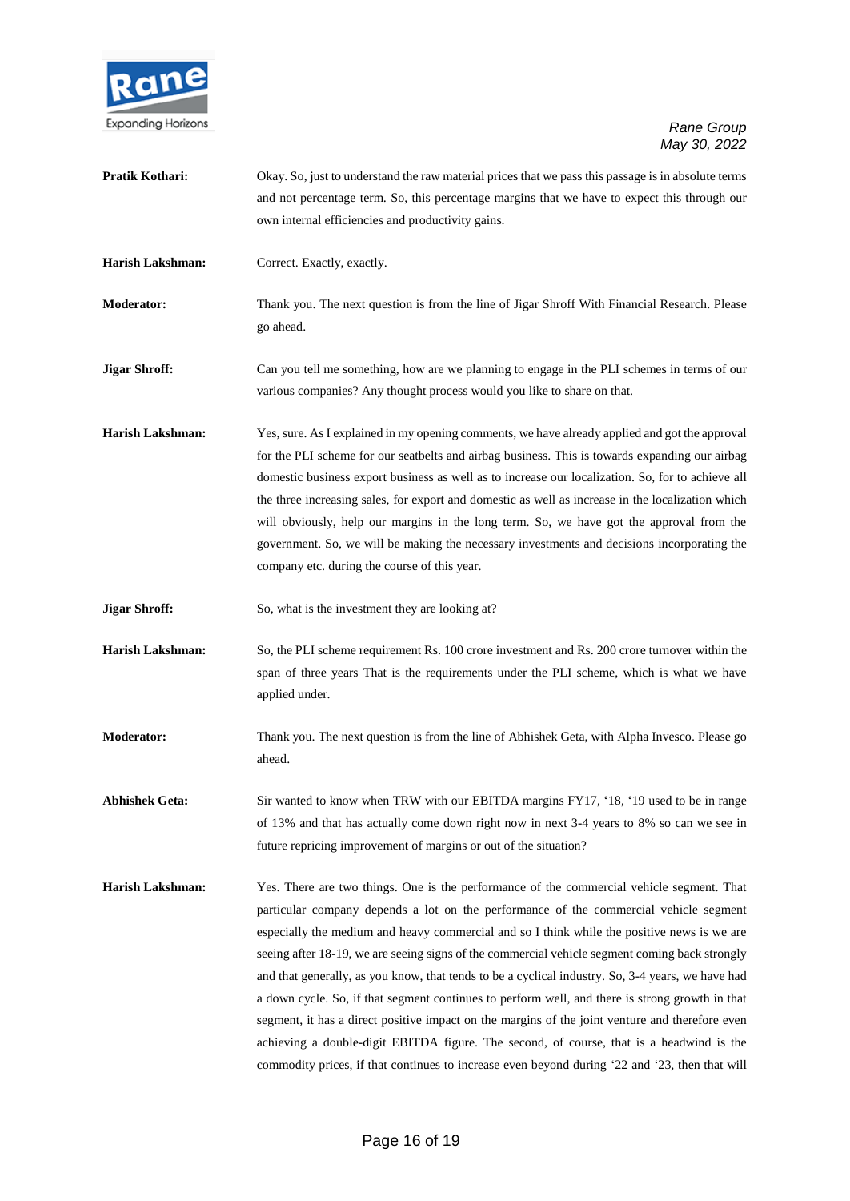**Pratik Kothari:** Okay. So, just to understand the raw material prices that we pass this passage is in absolute terms and not percentage term. So, this percentage margins that we have to expect this through our own internal efficiencies and productivity gains.

**Harish Lakshman:** Correct. Exactly, exactly.

**Moderator:** Thank you. The next question is from the line of Jigar Shroff With Financial Research. Please go ahead.

**Jigar Shroff:** Can you tell me something, how are we planning to engage in the PLI schemes in terms of our various companies? Any thought process would you like to share on that.

**Harish Lakshman:** Yes, sure. As I explained in my opening comments, we have already applied and got the approval for the PLI scheme for our seatbelts and airbag business. This is towards expanding our airbag domestic business export business as well as to increase our localization. So, for to achieve all the three increasing sales, for export and domestic as well as increase in the localization which will obviously, help our margins in the long term. So, we have got the approval from the government. So, we will be making the necessary investments and decisions incorporating the company etc. during the course of this year.

**Jigar Shroff:** So, what is the investment they are looking at?

**Harish Lakshman:** So, the PLI scheme requirement Rs. 100 crore investment and Rs. 200 crore turnover within the span of three years That is the requirements under the PLI scheme, which is what we have applied under.

**Moderator:** Thank you. The next question is from the line of Abhishek Geta, with Alpha Invesco. Please go ahead.

**Abhishek Geta:** Sir wanted to know when TRW with our EBITDA margins FY17, '18, '19 used to be in range of 13% and that has actually come down right now in next 3-4 years to 8% so can we see in future repricing improvement of margins or out of the situation?

**Harish Lakshman:** Yes. There are two things. One is the performance of the commercial vehicle segment. That particular company depends a lot on the performance of the commercial vehicle segment especially the medium and heavy commercial and so I think while the positive news is we are seeing after 18-19, we are seeing signs of the commercial vehicle segment coming back strongly and that generally, as you know, that tends to be a cyclical industry. So, 3-4 years, we have had a down cycle. So, if that segment continues to perform well, and there is strong growth in that segment, it has a direct positive impact on the margins of the joint venture and therefore even achieving a double-digit EBITDA figure. The second, of course, that is a headwind is the commodity prices, if that continues to increase even beyond during '22 and '23, then that will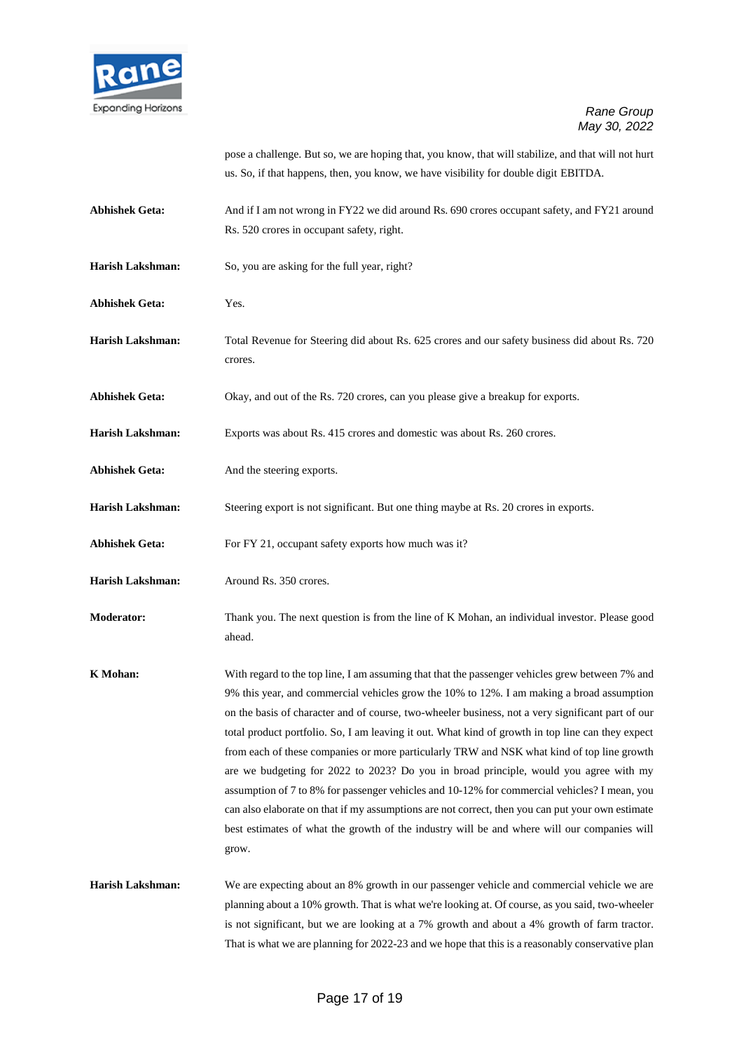pose a challenge. But so, we are hoping that, you know, that will stabilize, and that will not hurt us. So, if that happens, then, you know, we have visibility for double digit EBITDA.

**Abhishek Geta:** And if I am not wrong in FY22 we did around Rs. 690 crores occupant safety, and FY21 around Rs. 520 crores in occupant safety, right.

**Harish Lakshman:** So, you are asking for the full year, right?

**Abhishek Geta:** Yes.

**Harish Lakshman:** Total Revenue for Steering did about Rs. 625 crores and our safety business did about Rs. 720 crores.

**Abhishek Geta:** Okay, and out of the Rs. 720 crores, can you please give a breakup for exports.

**Harish Lakshman:** Exports was about Rs. 415 crores and domestic was about Rs. 260 crores.

**Abhishek Geta:** And the steering exports.

**Harish Lakshman:** Steering export is not significant. But one thing maybe at Rs. 20 crores in exports.

**Abhishek Geta:** For FY 21, occupant safety exports how much was it?

**Harish Lakshman:** Around Rs. 350 crores.

**Moderator:** Thank you. The next question is from the line of K Mohan, an individual investor. Please good ahead.

**K Mohan:** With regard to the top line, I am assuming that that the passenger vehicles grew between 7% and 9% this year, and commercial vehicles grow the 10% to 12%. I am making a broad assumption on the basis of character and of course, two-wheeler business, not a very significant part of our total product portfolio. So, I am leaving it out. What kind of growth in top line can they expect from each of these companies or more particularly TRW and NSK what kind of top line growth are we budgeting for 2022 to 2023? Do you in broad principle, would you agree with my assumption of 7 to 8% for passenger vehicles and 10-12% for commercial vehicles? I mean, you can also elaborate on that if my assumptions are not correct, then you can put your own estimate best estimates of what the growth of the industry will be and where will our companies will grow.

**Harish Lakshman:** We are expecting about an 8% growth in our passenger vehicle and commercial vehicle we are planning about a 10% growth. That is what we're looking at. Of course, as you said, two-wheeler is not significant, but we are looking at a 7% growth and about a 4% growth of farm tractor. That is what we are planning for 2022-23 and we hope that this is a reasonably conservative plan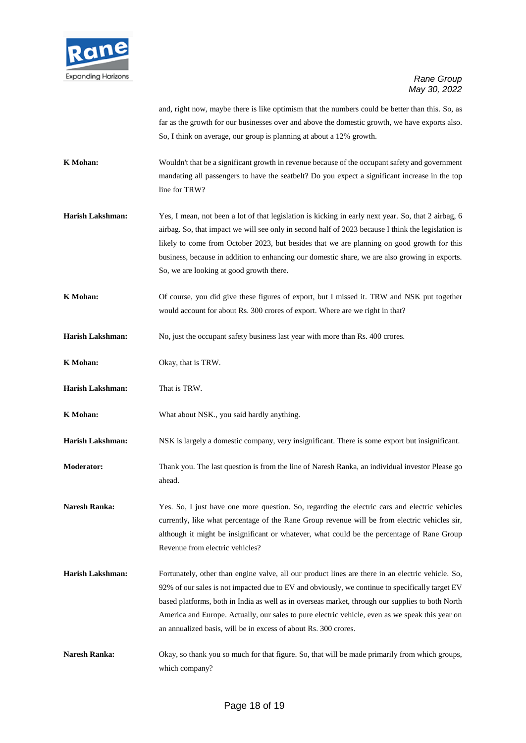and, right now, maybe there is like optimism that the numbers could be better than this. So, as far as the growth for our businesses over and above the domestic growth, we have exports also. So, I think on average, our group is planning at about a 12% growth.

**K Mohan:** Wouldn't that be a significant growth in revenue because of the occupant safety and government mandating all passengers to have the seatbelt? Do you expect a significant increase in the top line for TRW?

**Harish Lakshman:** Yes, I mean, not been a lot of that legislation is kicking in early next year. So, that 2 airbag, 6 airbag. So, that impact we will see only in second half of 2023 because I think the legislation is likely to come from October 2023, but besides that we are planning on good growth for this business, because in addition to enhancing our domestic share, we are also growing in exports. So, we are looking at good growth there.

**K Mohan:** Of course, you did give these figures of export, but I missed it. TRW and NSK put together would account for about Rs. 300 crores of export. Where are we right in that?

**Harish Lakshman:** No, just the occupant safety business last year with more than Rs. 400 crores.

**K Mohan:** Okay, that is TRW.

**Harish Lakshman:** That is TRW.

**K Mohan:** What about NSK., you said hardly anything.

**Harish Lakshman:** NSK is largely a domestic company, very insignificant. There is some export but insignificant.

**Moderator:** Thank you. The last question is from the line of Naresh Ranka, an individual investor Please go ahead.

**Naresh Ranka:** Yes. So, I just have one more question. So, regarding the electric cars and electric vehicles currently, like what percentage of the Rane Group revenue will be from electric vehicles sir, although it might be insignificant or whatever, what could be the percentage of Rane Group Revenue from electric vehicles?

**Harish Lakshman:** Fortunately, other than engine valve, all our product lines are there in an electric vehicle. So, 92% of our sales is not impacted due to EV and obviously, we continue to specifically target EV based platforms, both in India as well as in overseas market, through our supplies to both North America and Europe. Actually, our sales to pure electric vehicle, even as we speak this year on an annualized basis, will be in excess of about Rs. 300 crores.

**Naresh Ranka:** Okay, so thank you so much for that figure. So, that will be made primarily from which groups, which company?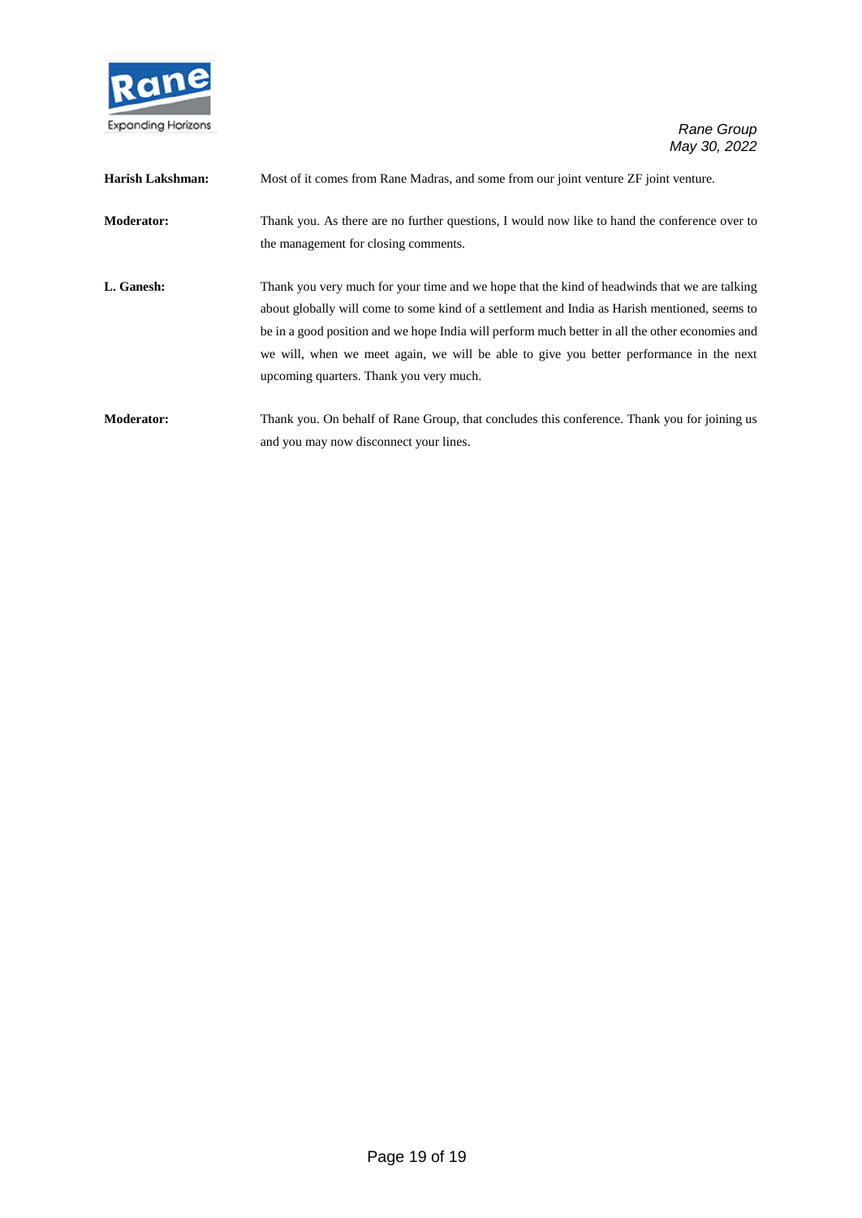**Harish Lakshman:** Most of it comes from Rane Madras, and some from our joint venture ZF joint venture.

**Moderator:** Thank you. As there are no further questions, I would now like to hand the conference over to the management for closing comments.

**L. Ganesh:** Thank you very much for your time and we hope that the kind of headwinds that we are talking about globally will come to some kind of a settlement and India as Harish mentioned, seems to be in a good position and we hope India will perform much better in all the other economies and we will, when we meet again, we will be able to give you better performance in the next upcoming quarters. Thank you very much.

**Moderator:** Thank you. On behalf of Rane Group, that concludes this conference. Thank you for joining us and you may now disconnect your lines.